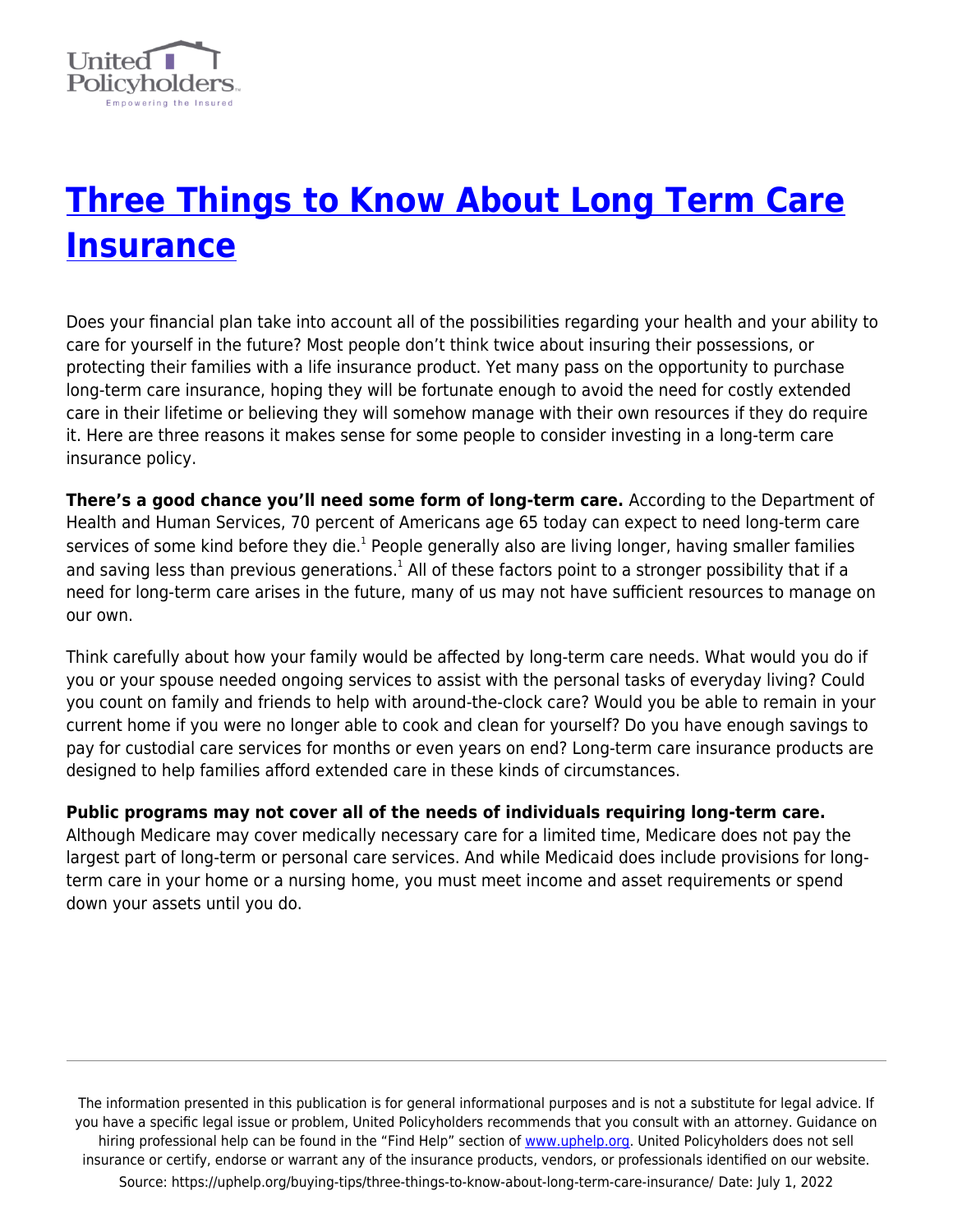# Three Things to Know About Long Term Care Insurance

Does your financial plan take into account all of the possibilities regarding your health and your ability to care for yourself in the future? Most people don't think twice about insuring their possessions, or protecting their families with a life insurance product. Yet many pass on the opportunity to purchase long-term care insurance, hoping they will be fortunate enough to avoid the need for costly extended care in their lifetime or believing they will somehow manage with their own resources if they do require it. Here are three reasons it makes sense for some people to consider investing in a long-term care insurance policy.

**There's a good chance you'll need some form of long-term care.** According to the Department of Health and Human Services, 70 percent of Americans age 65 today can expect to need long-term care services of some kind before they die.[1] People generally also are living longer, having smaller families and saving less than previous generations.[1] All of these factors point to a stronger possibility that if a need for long-term care arises in the future, many of us may not have sufficient resources to manage on our own.

Think carefully about how your family would be affected by long-term care needs. What would you do if you or your spouse needed ongoing services to assist with the personal tasks of everyday living? Could you count on family and friends to help with around-the-clock care? Would you be able to remain in your current home if you were no longer able to cook and clean for yourself? Do you have enough savings to pay for custodial care services for months or even years on end? Long-term care insurance products are designed to help families afford extended care in these kinds of circumstances.

**Public programs may not cover all of the needs of individuals requiring long-term care.** Although Medicare may cover medically necessary care for a limited time, Medicare does not pay the largest part of long-term or personal care services. And while Medicaid does include provisions for long-term care in your home or a nursing home, you must meet income and asset requirements or spend down your assets until you do.

The information presented in this publication is for general informational purposes and is not a substitute for legal advice. If you have a specific legal issue or problem, United Policyholders recommends that you consult with an attorney. Guidance on hiring professional help can be found in the "Find Help" section of www.uphelp.org. United Policyholders does not sell insurance or certify, endorse or warrant any of the insurance products, vendors, or professionals identified on our website.

Source: https://uphelp.org/buying-tips/three-things-to-know-about-long-term-care-insurance/ Date: July 1, 2022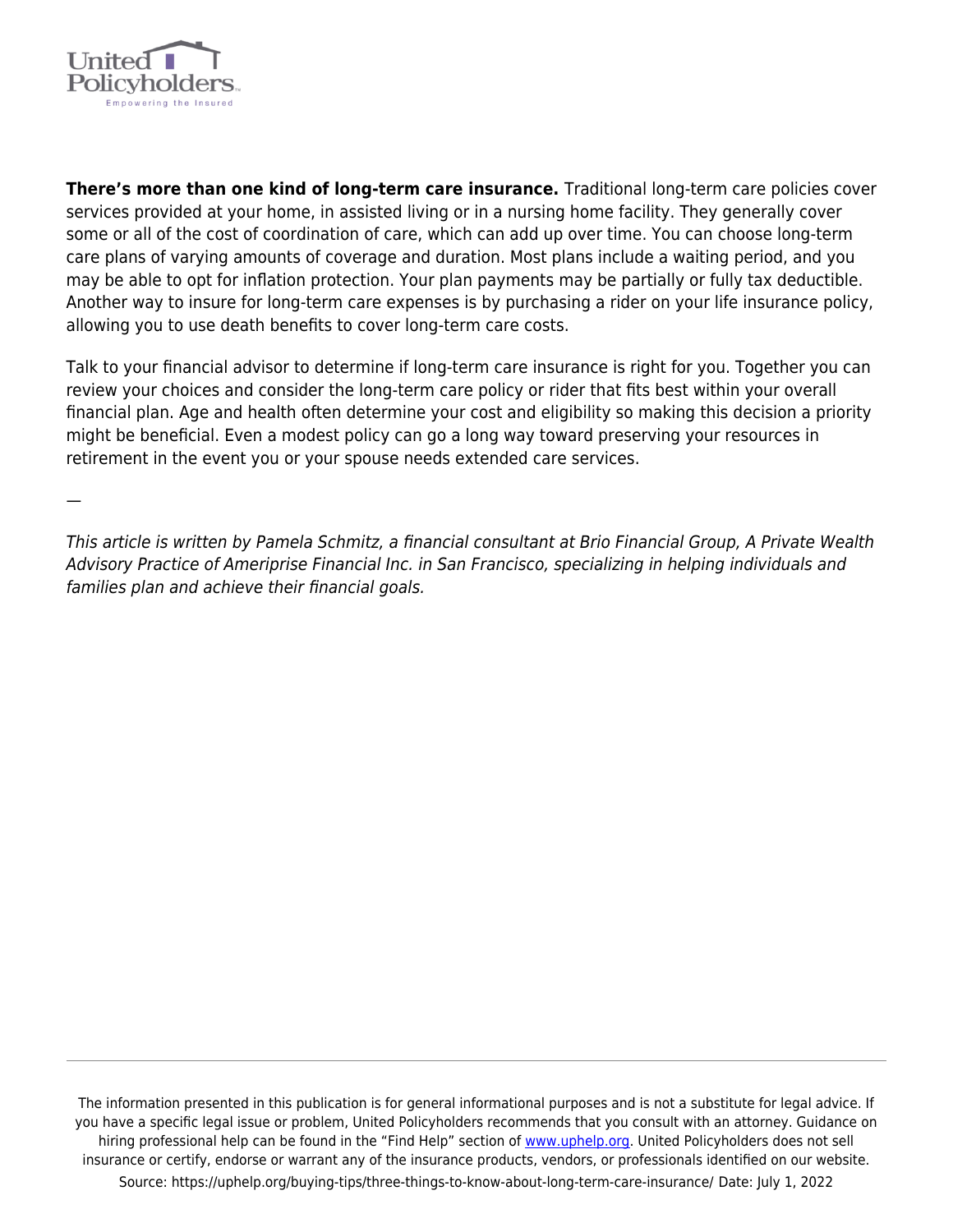**There's more than one kind of long-term care insurance.** Traditional long-term care policies cover services provided at your home, in assisted living or in a nursing home facility. They generally cover some or all of the cost of coordination of care, which can add up over time. You can choose long-term care plans of varying amounts of coverage and duration. Most plans include a waiting period, and you may be able to opt for inflation protection. Your plan payments may be partially or fully tax deductible. Another way to insure for long-term care expenses is by purchasing a rider on your life insurance policy, allowing you to use death benefits to cover long-term care costs.

Talk to your financial advisor to determine if long-term care insurance is right for you. Together you can review your choices and consider the long-term care policy or rider that fits best within your overall financial plan. Age and health often determine your cost and eligibility so making this decision a priority might be beneficial. Even a modest policy can go a long way toward preserving your resources in retirement in the event you or your spouse needs extended care services.

—

*This article is written by Pamela Schmitz, a financial consultant at Brio Financial Group, A Private Wealth Advisory Practice of Ameriprise Financial Inc. in San Francisco, specializing in helping individuals and families plan and achieve their financial goals.*

---

The information presented in this publication is for general informational purposes and is not a substitute for legal advice. If you have a specific legal issue or problem, United Policyholders recommends that you consult with an attorney. Guidance on hiring professional help can be found in the "Find Help" section of www.uphelp.org. United Policyholders does not sell insurance or certify, endorse or warrant any of the insurance products, vendors, or professionals identified on our website.

Source: https://uphelp.org/buying-tips/three-things-to-know-about-long-term-care-insurance/ Date: July 1, 2022